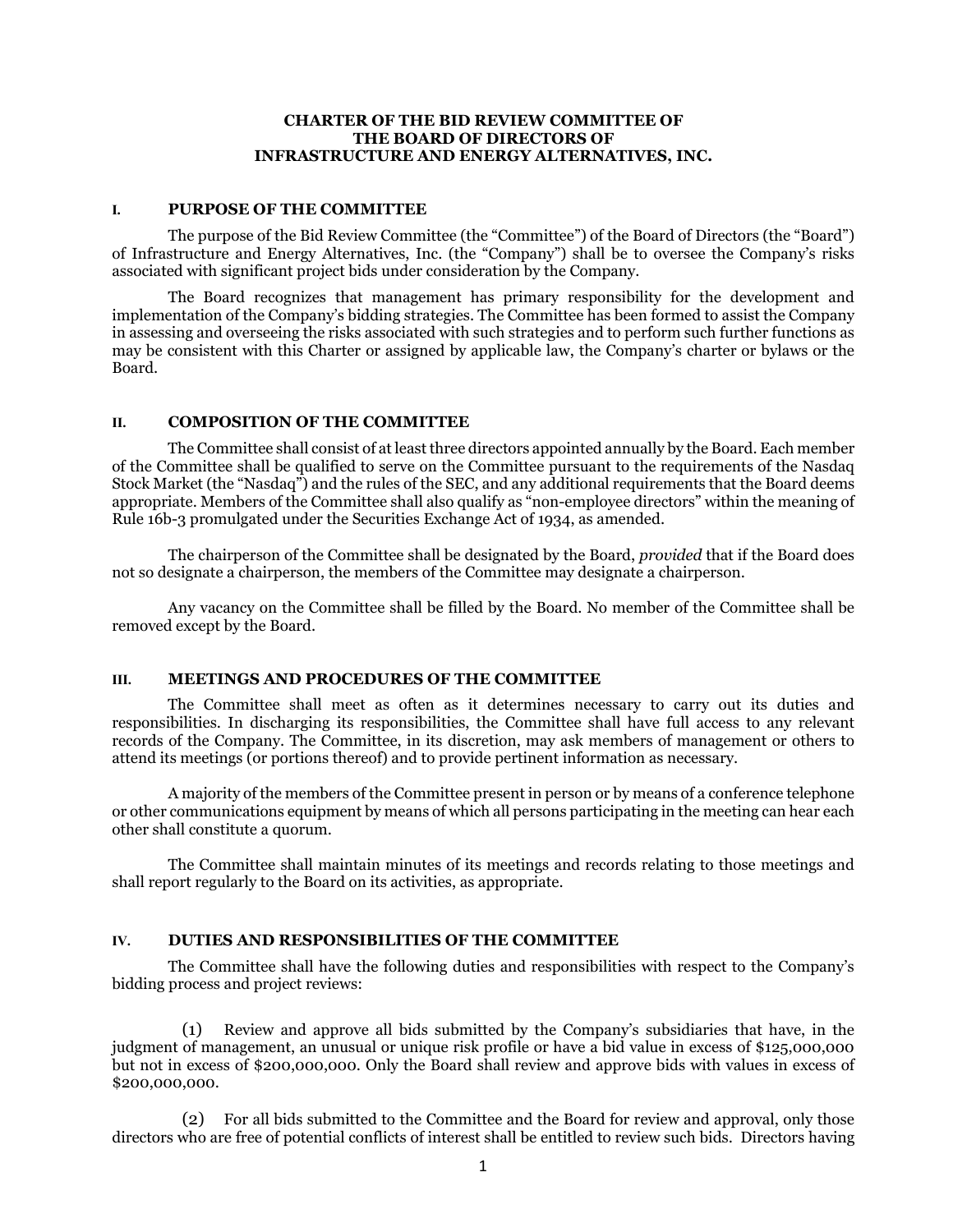# CHARTER OF THE BID REVIEW COMMITTEE OF THE BOARD OF DIRECTORS OF INFRASTRUCTURE AND ENERGY ALTERNATIVES, INC.

## I. PURPOSE OF THE COMMITTEE

The purpose of the Bid Review Committee (the "Committee") of the Board of Directors (the "Board") of Infrastructure and Energy Alternatives, Inc. (the "Company") shall be to oversee the Company's risks associated with significant project bids under consideration by the Company.

The Board recognizes that management has primary responsibility for the development and implementation of the Company's bidding strategies. The Committee has been formed to assist the Company in assessing and overseeing the risks associated with such strategies and to perform such further functions as may be consistent with this Charter or assigned by applicable law, the Company's charter or bylaws or the Board.

## II. COMPOSITION OF THE COMMITTEE

The Committee shall consist of at least three directors appointed annually by the Board. Each member of the Committee shall be qualified to serve on the Committee pursuant to the requirements of the Nasdaq Stock Market (the "Nasdaq") and the rules of the SEC, and any additional requirements that the Board deems appropriate. Members of the Committee shall also qualify as "non-employee directors" within the meaning of Rule 16b-3 promulgated under the Securities Exchange Act of 1934, as amended.

The chairperson of the Committee shall be designated by the Board, *provided* that if the Board does not so designate a chairperson, the members of the Committee may designate a chairperson.

Any vacancy on the Committee shall be filled by the Board. No member of the Committee shall be removed except by the Board.

## III. MEETINGS AND PROCEDURES OF THE COMMITTEE

The Committee shall meet as often as it determines necessary to carry out its duties and responsibilities. In discharging its responsibilities, the Committee shall have full access to any relevant records of the Company. The Committee, in its discretion, may ask members of management or others to attend its meetings (or portions thereof) and to provide pertinent information as necessary.

A majority of the members of the Committee present in person or by means of a conference telephone or other communications equipment by means of which all persons participating in the meeting can hear each other shall constitute a quorum.

The Committee shall maintain minutes of its meetings and records relating to those meetings and shall report regularly to the Board on its activities, as appropriate.

## IV. DUTIES AND RESPONSIBILITIES OF THE COMMITTEE

The Committee shall have the following duties and responsibilities with respect to the Company's bidding process and project reviews:

(1) Review and approve all bids submitted by the Company's subsidiaries that have, in the judgment of management, an unusual or unique risk profile or have a bid value in excess of $125,000,000 but not in excess of $200,000,000. Only the Board shall review and approve bids with values in excess of $200,000,000.

(2) For all bids submitted to the Committee and the Board for review and approval, only those directors who are free of potential conflicts of interest shall be entitled to review such bids. Directors having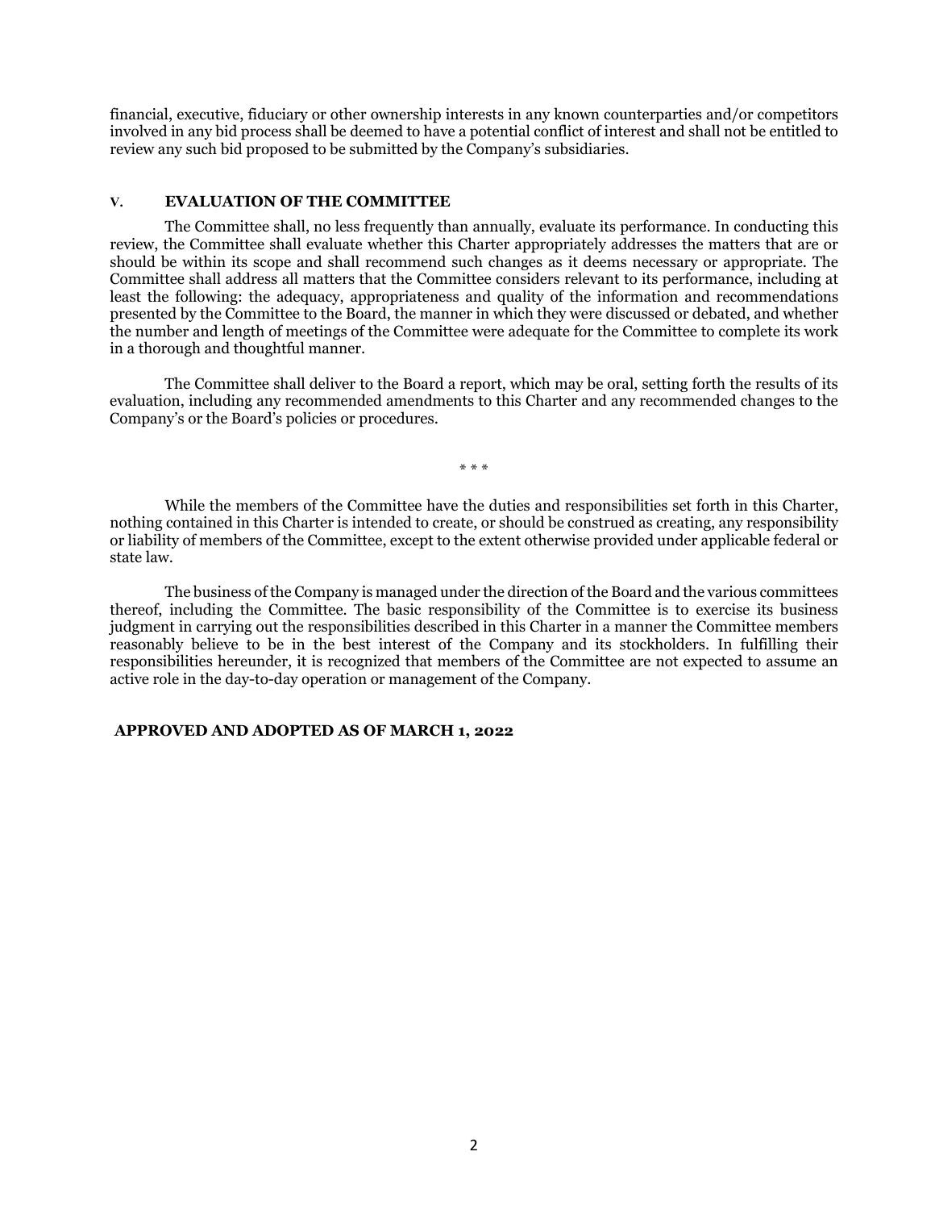financial, executive, fiduciary or other ownership interests in any known counterparties and/or competitors involved in any bid process shall be deemed to have a potential conflict of interest and shall not be entitled to review any such bid proposed to be submitted by the Company's subsidiaries.

## V. EVALUATION OF THE COMMITTEE

The Committee shall, no less frequently than annually, evaluate its performance. In conducting this review, the Committee shall evaluate whether this Charter appropriately addresses the matters that are or should be within its scope and shall recommend such changes as it deems necessary or appropriate. The Committee shall address all matters that the Committee considers relevant to its performance, including at least the following: the adequacy, appropriateness and quality of the information and recommendations presented by the Committee to the Board, the manner in which they were discussed or debated, and whether the number and length of meetings of the Committee were adequate for the Committee to complete its work in a thorough and thoughtful manner.

The Committee shall deliver to the Board a report, which may be oral, setting forth the results of its evaluation, including any recommended amendments to this Charter and any recommended changes to the Company's or the Board's policies or procedures.

\* \* \*

While the members of the Committee have the duties and responsibilities set forth in this Charter, nothing contained in this Charter is intended to create, or should be construed as creating, any responsibility or liability of members of the Committee, except to the extent otherwise provided under applicable federal or state law.

The business of the Company is managed under the direction of the Board and the various committees thereof, including the Committee. The basic responsibility of the Committee is to exercise its business judgment in carrying out the responsibilities described in this Charter in a manner the Committee members reasonably believe to be in the best interest of the Company and its stockholders. In fulfilling their responsibilities hereunder, it is recognized that members of the Committee are not expected to assume an active role in the day-to-day operation or management of the Company.

**APPROVED AND ADOPTED AS OF MARCH 1, 2022**